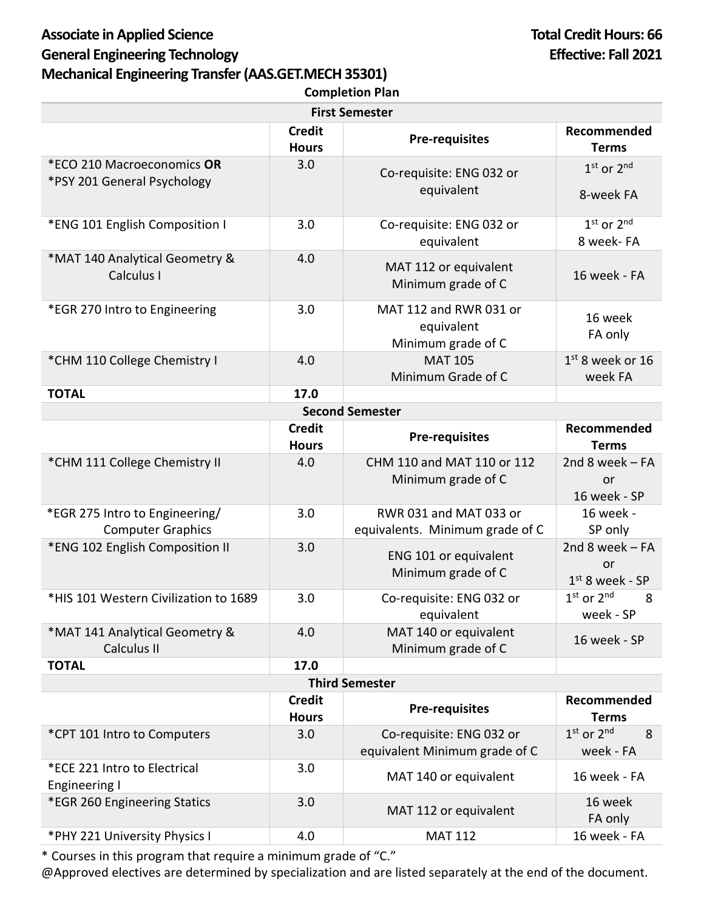# Associate in Applied Science
# General Engineering Technology
# Mechanical Engineering Transfer (AAS.GET.MECH 35301)

**Total Credit Hours: 66**
**Effective: Fall 2021**

**Completion Plan**

| First Semester | | | |
|---|---|---|---|
| | **Credit Hours** | **Pre-requisites** | **Recommended Terms** |
| *ECO 210 Macroeconomics **OR** *PSY 201 General Psychology | 3.0 | Co-requisite: ENG 032 or equivalent | 1st or 2nd 8-week FA |
| *ENG 101 English Composition I | 3.0 | Co-requisite: ENG 032 or equivalent | 1st or 2nd 8 week- FA |
| *MAT 140 Analytical Geometry & Calculus I | 4.0 | MAT 112 or equivalent Minimum grade of C | 16 week - FA |
| *EGR 270 Intro to Engineering | 3.0 | MAT 112 and RWR 031 or equivalent Minimum grade of C | 16 week FA only |
| *CHM 110 College Chemistry I | 4.0 | MAT 105 Minimum Grade of C | 1st 8 week or 16 week FA |
| **TOTAL** | **17.0** | | |
| **Second Semester** | | | |
| | **Credit Hours** | **Pre-requisites** | **Recommended Terms** |
| *CHM 111 College Chemistry II | 4.0 | CHM 110 and MAT 110 or 112 Minimum grade of C | 2nd 8 week – FA or 16 week - SP |
| *EGR 275 Intro to Engineering/ Computer Graphics | 3.0 | RWR 031 and MAT 033 or equivalents. Minimum grade of C | 16 week - SP only |
| *ENG 102 English Composition II | 3.0 | ENG 101 or equivalent Minimum grade of C | 2nd 8 week – FA or 1st 8 week - SP |
| *HIS 101 Western Civilization to 1689 | 3.0 | Co-requisite: ENG 032 or equivalent | 1st or 2nd 8 week - SP |
| *MAT 141 Analytical Geometry & Calculus II | 4.0 | MAT 140 or equivalent Minimum grade of C | 16 week - SP |
| **TOTAL** | **17.0** | | |
| **Third Semester** | | | |
| | **Credit Hours** | **Pre-requisites** | **Recommended Terms** |
| *CPT 101 Intro to Computers | 3.0 | Co-requisite: ENG 032 or equivalent Minimum grade of C | 1st or 2nd 8 week - FA |
| *ECE 221 Intro to Electrical Engineering I | 3.0 | MAT 140 or equivalent | 16 week - FA |
| *EGR 260 Engineering Statics | 3.0 | MAT 112 or equivalent | 16 week FA only |
| *PHY 221 University Physics I | 4.0 | MAT 112 | 16 week - FA |

* Courses in this program that require a minimum grade of "C."

@Approved electives are determined by specialization and are listed separately at the end of the document.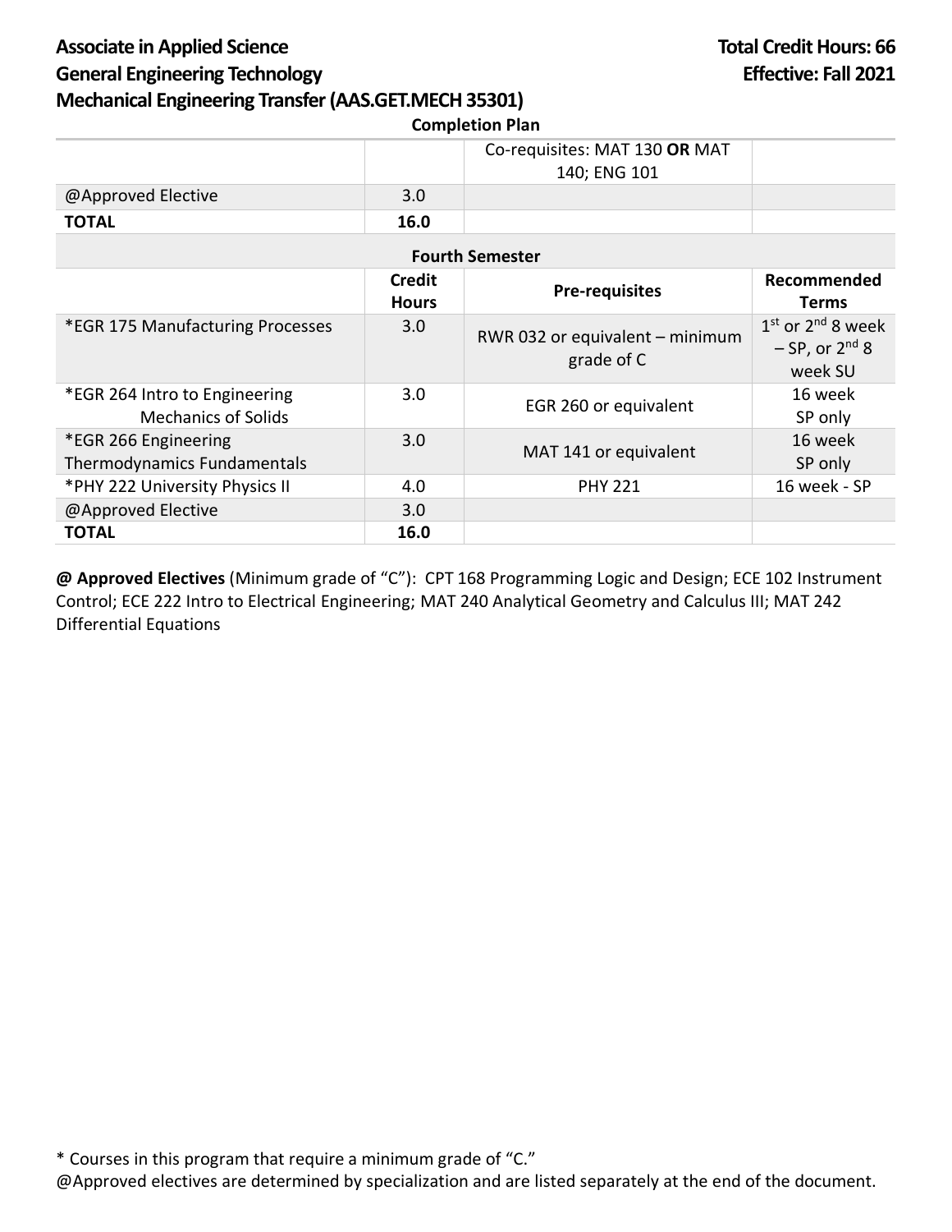# Associate in Applied Science
# General Engineering Technology
# Mechanical Engineering Transfer (AAS.GET.MECH 35301)

**Total Credit Hours: 66**
**Effective: Fall 2021**

**Completion Plan**

| | | | |
|---|---|---|---|
| | | Co-requisites: MAT 130 **OR** MAT 140; ENG 101 | |
| @Approved Elective | 3.0 | | |
| **TOTAL** | **16.0** | | |

**Fourth Semester**

| | Credit Hours | Pre-requisites | Recommended Terms |
|---|---|---|---|
| *EGR 175 Manufacturing Processes | 3.0 | RWR 032 or equivalent – minimum grade of C | 1st or 2nd 8 week – SP, or 2nd 8 week SU |
| *EGR 264 Intro to Engineering Mechanics of Solids | 3.0 | EGR 260 or equivalent | 16 week SP only |
| *EGR 266 Engineering Thermodynamics Fundamentals | 3.0 | MAT 141 or equivalent | 16 week SP only |
| *PHY 222 University Physics II | 4.0 | PHY 221 | 16 week - SP |
| @Approved Elective | 3.0 | | |
| **TOTAL** | **16.0** | | |

**@ Approved Electives** (Minimum grade of "C"): CPT 168 Programming Logic and Design; ECE 102 Instrument Control; ECE 222 Intro to Electrical Engineering; MAT 240 Analytical Geometry and Calculus III; MAT 242 Differential Equations

* Courses in this program that require a minimum grade of "C."
@Approved electives are determined by specialization and are listed separately at the end of the document.